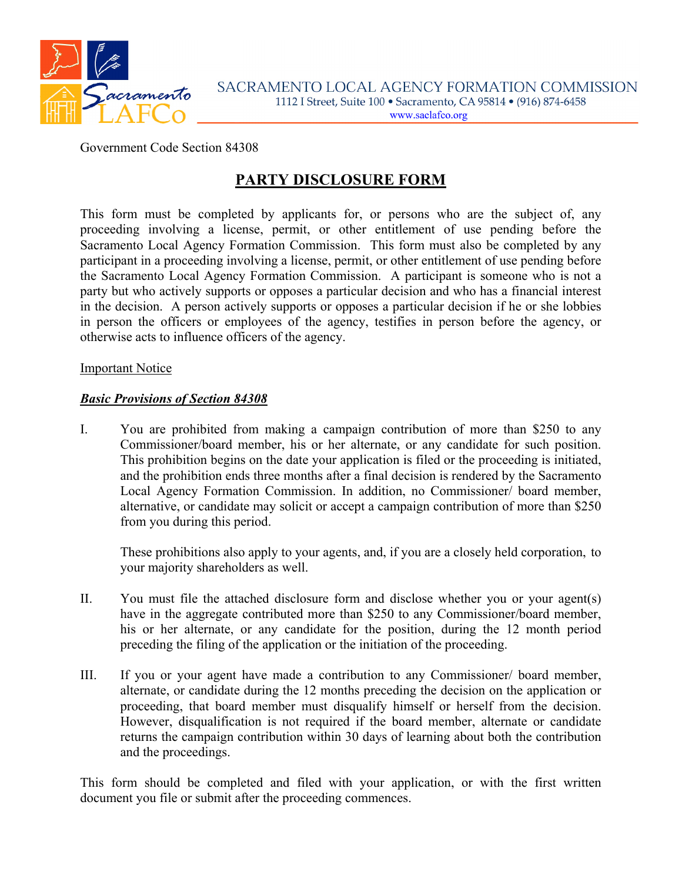SACRAMENTO LOCAL AGENCY FORMATION COMMISSION
1112 I Street, Suite 100 • Sacramento, CA 95814 • (916) 874-6458
www.saclafco.org

Government Code Section 84308

# PARTY DISCLOSURE FORM

This form must be completed by applicants for, or persons who are the subject of, any proceeding involving a license, permit, or other entitlement of use pending before the Sacramento Local Agency Formation Commission. This form must also be completed by any participant in a proceeding involving a license, permit, or other entitlement of use pending before the Sacramento Local Agency Formation Commission. A participant is someone who is not a party but who actively supports or opposes a particular decision and who has a financial interest in the decision. A person actively supports or opposes a particular decision if he or she lobbies in person the officers or employees of the agency, testifies in person before the agency, or otherwise acts to influence officers of the agency.

Important Notice

***Basic Provisions of Section 84308***

I. You are prohibited from making a campaign contribution of more than $250 to any Commissioner/board member, his or her alternate, or any candidate for such position. This prohibition begins on the date your application is filed or the proceeding is initiated, and the prohibition ends three months after a final decision is rendered by the Sacramento Local Agency Formation Commission. In addition, no Commissioner/ board member, alternative, or candidate may solicit or accept a campaign contribution of more than $250 from you during this period.

   These prohibitions also apply to your agents, and, if you are a closely held corporation, to your majority shareholders as well.

II. You must file the attached disclosure form and disclose whether you or your agent(s) have in the aggregate contributed more than $250 to any Commissioner/board member, his or her alternate, or any candidate for the position, during the 12 month period preceding the filing of the application or the initiation of the proceeding.

III. If you or your agent have made a contribution to any Commissioner/ board member, alternate, or candidate during the 12 months preceding the decision on the application or proceeding, that board member must disqualify himself or herself from the decision. However, disqualification is not required if the board member, alternate or candidate returns the campaign contribution within 30 days of learning about both the contribution and the proceedings.

This form should be completed and filed with your application, or with the first written document you file or submit after the proceeding commences.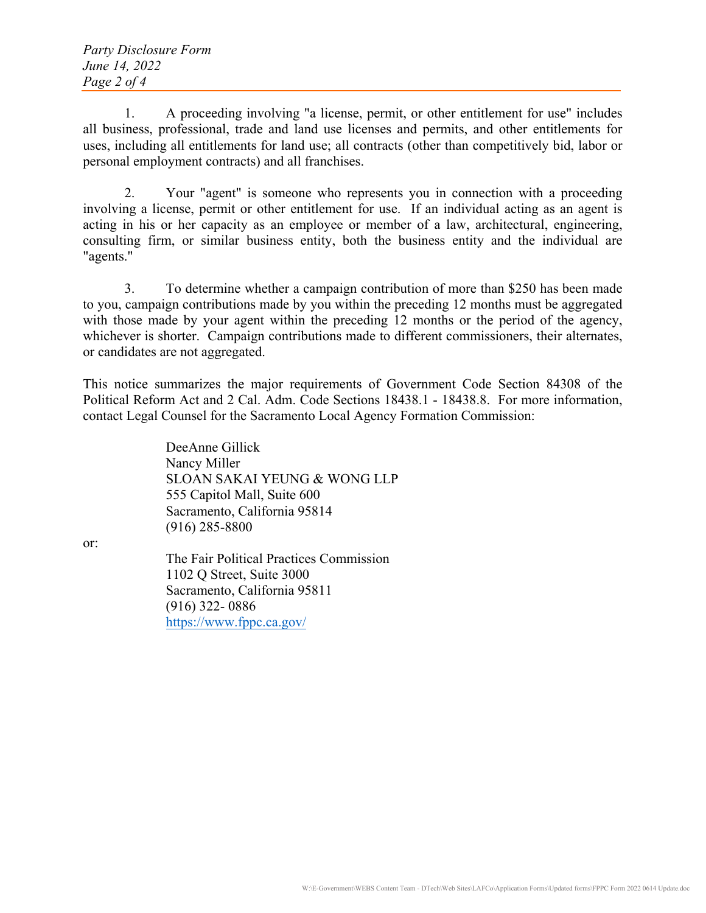1. A proceeding involving "a license, permit, or other entitlement for use" includes all business, professional, trade and land use licenses and permits, and other entitlements for uses, including all entitlements for land use; all contracts (other than competitively bid, labor or personal employment contracts) and all franchises.

2. Your "agent" is someone who represents you in connection with a proceeding involving a license, permit or other entitlement for use. If an individual acting as an agent is acting in his or her capacity as an employee or member of a law, architectural, engineering, consulting firm, or similar business entity, both the business entity and the individual are "agents."

3. To determine whether a campaign contribution of more than $250 has been made to you, campaign contributions made by you within the preceding 12 months must be aggregated with those made by your agent within the preceding 12 months or the period of the agency, whichever is shorter. Campaign contributions made to different commissioners, their alternates, or candidates are not aggregated.

This notice summarizes the major requirements of Government Code Section 84308 of the Political Reform Act and 2 Cal. Adm. Code Sections 18438.1 - 18438.8. For more information, contact Legal Counsel for the Sacramento Local Agency Formation Commission:

DeeAnne Gillick
Nancy Miller
SLOAN SAKAI YEUNG & WONG LLP
555 Capitol Mall, Suite 600
Sacramento, California 95814
(916) 285-8800

or:

The Fair Political Practices Commission
1102 Q Street, Suite 3000
Sacramento, California 95811
(916) 322- 0886
https://www.fppc.ca.gov/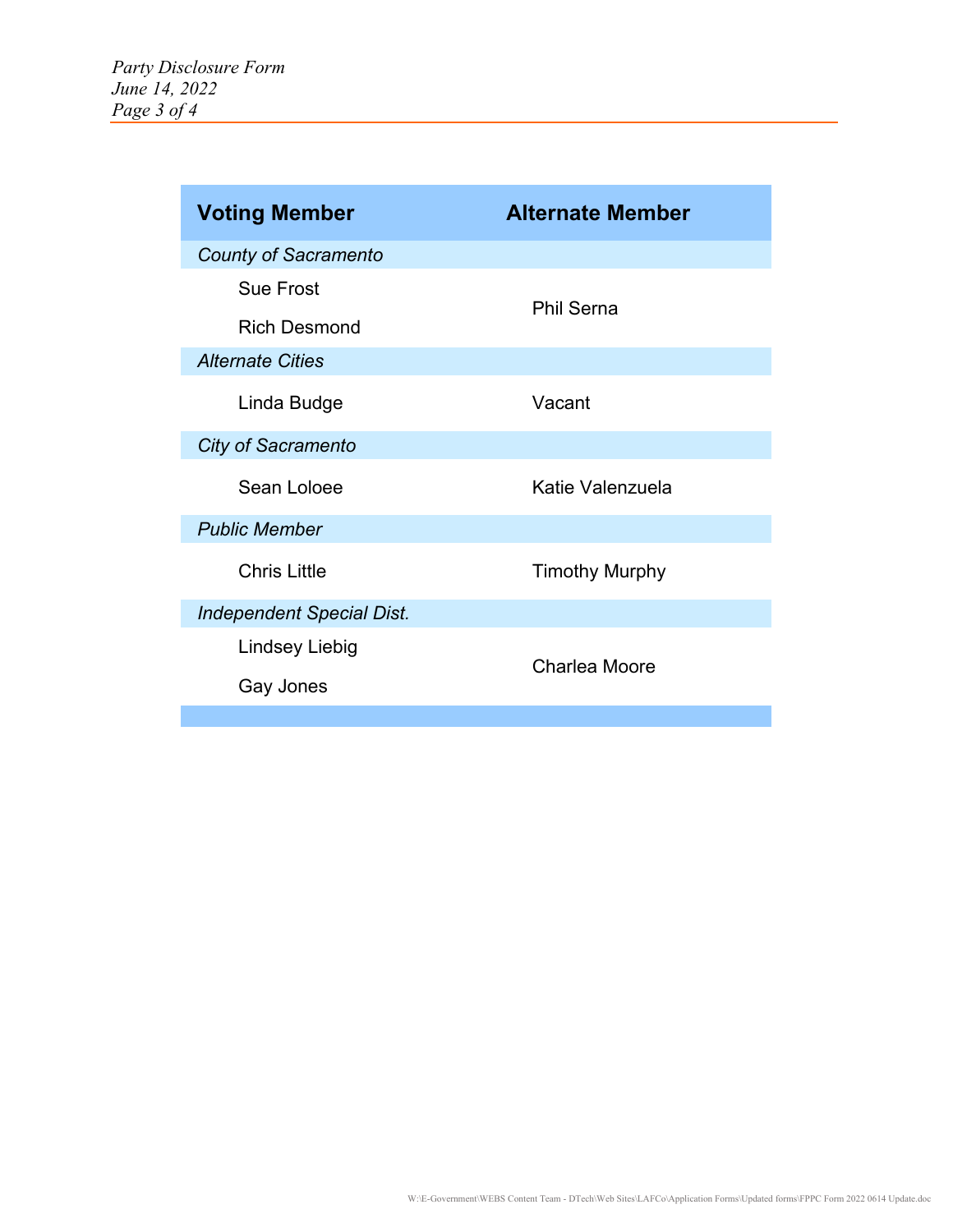| Voting Member | Alternate Member |
|---|---|
| *County of Sacramento* | |
| Sue Frost<br>Rich Desmond | Phil Serna |
| *Alternate Cities* | |
| Linda Budge | Vacant |
| *City of Sacramento* | |
| Sean Loloee | Katie Valenzuela |
| *Public Member* | |
| Chris Little | Timothy Murphy |
| *Independent Special Dist.* | |
| Lindsey Liebig<br>Gay Jones | Charlea Moore |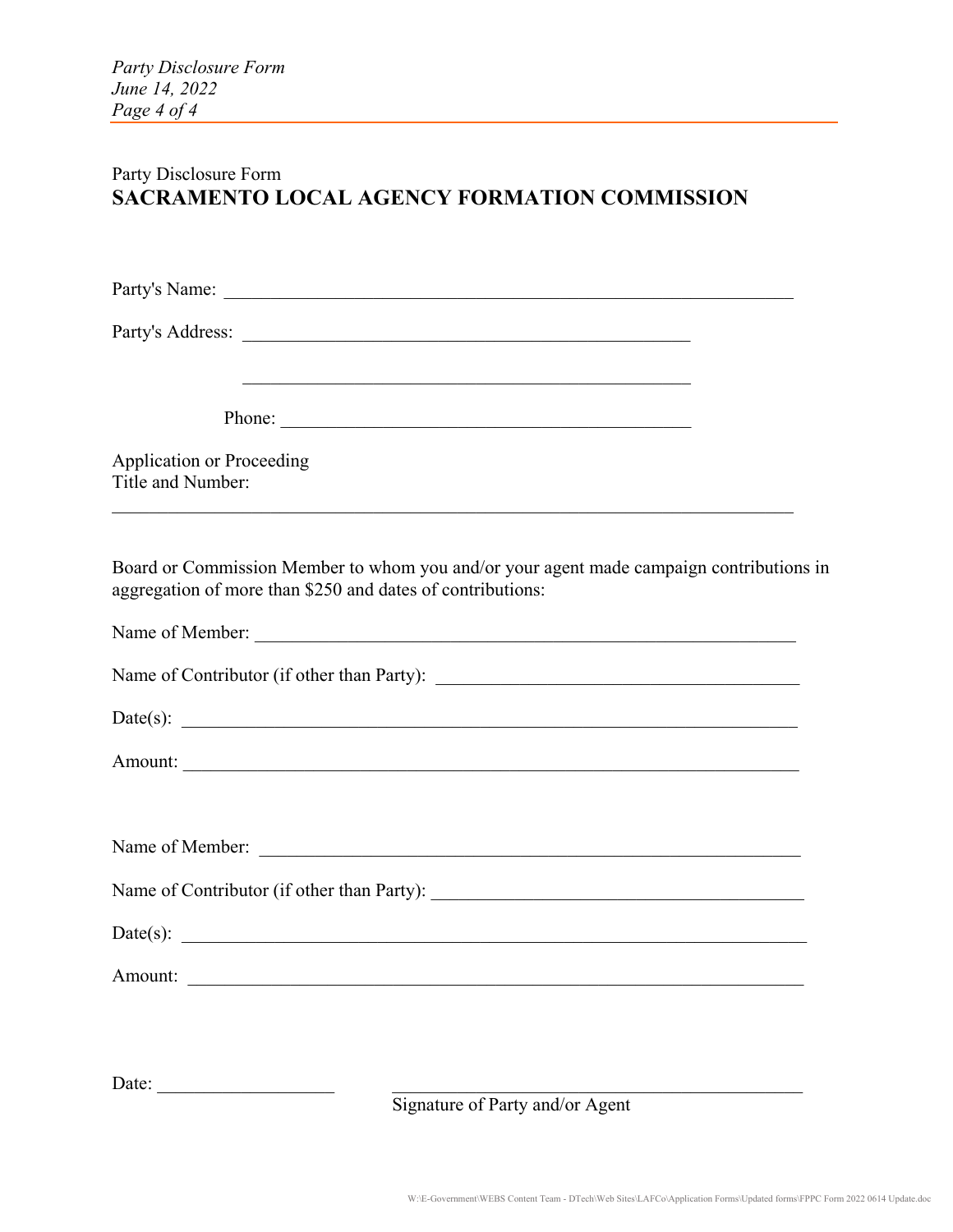Party Disclosure Form

# SACRAMENTO LOCAL AGENCY FORMATION COMMISSION

Party's Name: ________________________________________________________________

Party's Address: ______________________________________________________

______________________________________________________

Phone: ______________________________________________

Application or Proceeding
Title and Number:

____________________________________________________________________________

Board or Commission Member to whom you and/or your agent made campaign contributions in aggregation of more than $250 and dates of contributions:

Name of Member: ______________________________________________________________

Name of Contributor (if other than Party): ________________________________________

Date(s): ______________________________________________________________________

Amount: ______________________________________________________________________

Name of Member: ______________________________________________________________

Name of Contributor (if other than Party): ________________________________________

Date(s): ______________________________________________________________________

Amount: ______________________________________________________________________

Date: ___________________ __________________________________________

Signature of Party and/or Agent

W:\E-Government\WEBS Content Team - DTech\Web Sites\LAFCo\Application Forms\Updated forms\FPPC Form 2022 0614 Update.doc